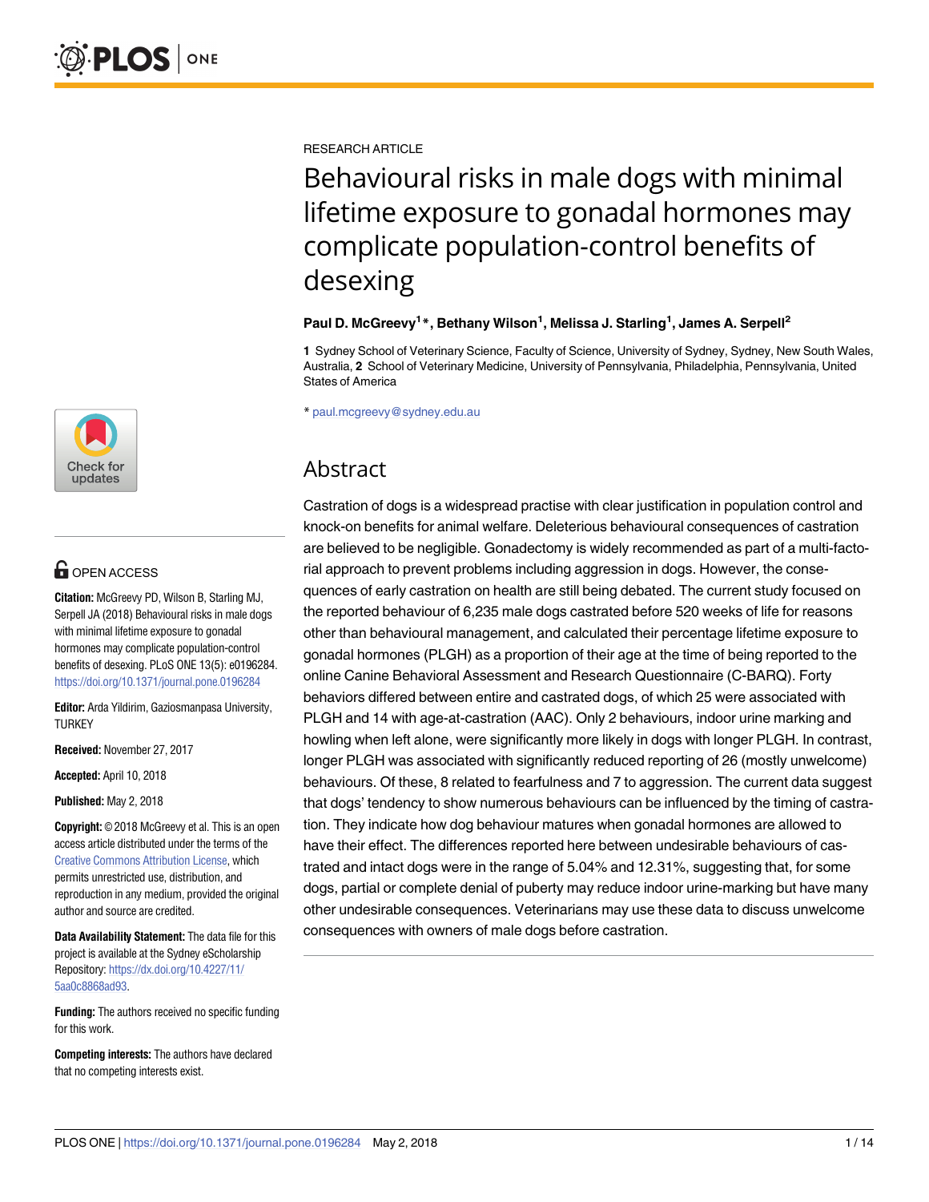RESEARCH ARTICLE

# Behavioural risks in male dogs with minimal lifetime exposure to gonadal hormones may complicate population-control benefits of desexing

**Paul D. McGreevy[1]\*, Bethany Wilson[1], Melissa J. Starling[1], James A. Serpell[2]**

**1** Sydney School of Veterinary Science, Faculty of Science, University of Sydney, Sydney, New South Wales, Australia, **2** School of Veterinary Medicine, University of Pennsylvania, Philadelphia, Pennsylvania, United States of America

\* paul.mcgreevy@sydney.edu.au

## Abstract

Castration of dogs is a widespread practise with clear justification in population control and knock-on benefits for animal welfare. Deleterious behavioural consequences of castration are believed to be negligible. Gonadectomy is widely recommended as part of a multi-factorial approach to prevent problems including aggression in dogs. However, the consequences of early castration on health are still being debated. The current study focused on the reported behaviour of 6,235 male dogs castrated before 520 weeks of life for reasons other than behavioural management, and calculated their percentage lifetime exposure to gonadal hormones (PLGH) as a proportion of their age at the time of being reported to the online Canine Behavioral Assessment and Research Questionnaire (C-BARQ). Forty behaviors differed between entire and castrated dogs, of which 25 were associated with PLGH and 14 with age-at-castration (AAC). Only 2 behaviours, indoor urine marking and howling when left alone, were significantly more likely in dogs with longer PLGH. In contrast, longer PLGH was associated with significantly reduced reporting of 26 (mostly unwelcome) behaviours. Of these, 8 related to fearfulness and 7 to aggression. The current data suggest that dogs' tendency to show numerous behaviours can be influenced by the timing of castration. They indicate how dog behaviour matures when gonadal hormones are allowed to have their effect. The differences reported here between undesirable behaviours of castrated and intact dogs were in the range of 5.04% and 12.31%, suggesting that, for some dogs, partial or complete denial of puberty may reduce indoor urine-marking but have many other undesirable consequences. Veterinarians may use these data to discuss unwelcome consequences with owners of male dogs before castration.

OPEN ACCESS

**Citation:** McGreevy PD, Wilson B, Starling MJ, Serpell JA (2018) Behavioural risks in male dogs with minimal lifetime exposure to gonadal hormones may complicate population-control benefits of desexing. PLoS ONE 13(5): e0196284. https://doi.org/10.1371/journal.pone.0196284

**Editor:** Arda Yildirim, Gaziosmanpasa University, TURKEY

**Received:** November 27, 2017

**Accepted:** April 10, 2018

**Published:** May 2, 2018

**Copyright:** © 2018 McGreevy et al. This is an open access article distributed under the terms of the Creative Commons Attribution License, which permits unrestricted use, distribution, and reproduction in any medium, provided the original author and source are credited.

**Data Availability Statement:** The data file for this project is available at the Sydney eScholarship Repository: https://dx.doi.org/10.4227/11/5aa0c8868ad93.

**Funding:** The authors received no specific funding for this work.

**Competing interests:** The authors have declared that no competing interests exist.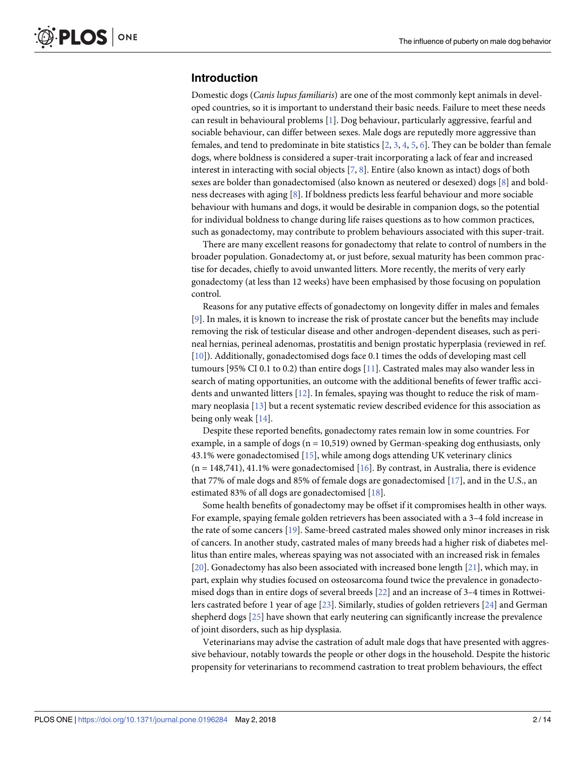## Introduction

Domestic dogs (*Canis lupus familiaris*) are one of the most commonly kept animals in developed countries, so it is important to understand their basic needs. Failure to meet these needs can result in behavioural problems [1]. Dog behaviour, particularly aggressive, fearful and sociable behaviour, can differ between sexes. Male dogs are reputedly more aggressive than females, and tend to predominate in bite statistics [2, 3, 4, 5, 6]. They can be bolder than female dogs, where boldness is considered a super-trait incorporating a lack of fear and increased interest in interacting with social objects [7, 8]. Entire (also known as intact) dogs of both sexes are bolder than gonadectomised (also known as neutered or desexed) dogs [8] and boldness decreases with aging [8]. If boldness predicts less fearful behaviour and more sociable behaviour with humans and dogs, it would be desirable in companion dogs, so the potential for individual boldness to change during life raises questions as to how common practices, such as gonadectomy, may contribute to problem behaviours associated with this super-trait.

There are many excellent reasons for gonadectomy that relate to control of numbers in the broader population. Gonadectomy at, or just before, sexual maturity has been common practise for decades, chiefly to avoid unwanted litters. More recently, the merits of very early gonadectomy (at less than 12 weeks) have been emphasised by those focusing on population control.

Reasons for any putative effects of gonadectomy on longevity differ in males and females [9]. In males, it is known to increase the risk of prostate cancer but the benefits may include removing the risk of testicular disease and other androgen-dependent diseases, such as perineal hernias, perineal adenomas, prostatitis and benign prostatic hyperplasia (reviewed in ref. [10]). Additionally, gonadectomised dogs face 0.1 times the odds of developing mast cell tumours [95% CI 0.1 to 0.2) than entire dogs [11]. Castrated males may also wander less in search of mating opportunities, an outcome with the additional benefits of fewer traffic accidents and unwanted litters [12]. In females, spaying was thought to reduce the risk of mammary neoplasia [13] but a recent systematic review described evidence for this association as being only weak [14].

Despite these reported benefits, gonadectomy rates remain low in some countries. For example, in a sample of dogs (n = 10,519) owned by German-speaking dog enthusiasts, only 43.1% were gonadectomised [15], while among dogs attending UK veterinary clinics (n = 148,741), 41.1% were gonadectomised [16]. By contrast, in Australia, there is evidence that 77% of male dogs and 85% of female dogs are gonadectomised [17], and in the U.S., an estimated 83% of all dogs are gonadectomised [18].

Some health benefits of gonadectomy may be offset if it compromises health in other ways. For example, spaying female golden retrievers has been associated with a 3–4 fold increase in the rate of some cancers [19]. Same-breed castrated males showed only minor increases in risk of cancers. In another study, castrated males of many breeds had a higher risk of diabetes mellitus than entire males, whereas spaying was not associated with an increased risk in females [20]. Gonadectomy has also been associated with increased bone length [21], which may, in part, explain why studies focused on osteosarcoma found twice the prevalence in gonadectomised dogs than in entire dogs of several breeds [22] and an increase of 3–4 times in Rottweilers castrated before 1 year of age [23]. Similarly, studies of golden retrievers [24] and German shepherd dogs [25] have shown that early neutering can significantly increase the prevalence of joint disorders, such as hip dysplasia.

Veterinarians may advise the castration of adult male dogs that have presented with aggressive behaviour, notably towards the people or other dogs in the household. Despite the historic propensity for veterinarians to recommend castration to treat problem behaviours, the effect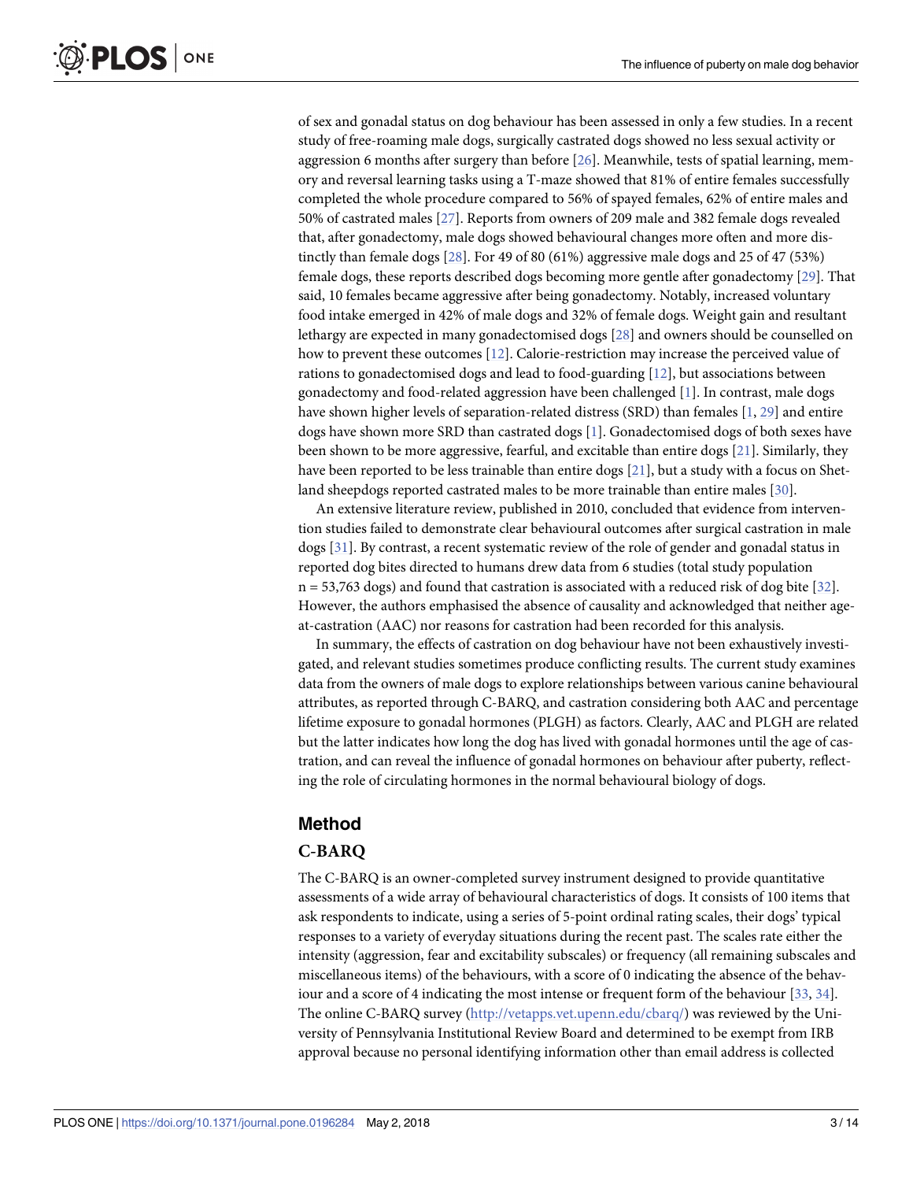of sex and gonadal status on dog behaviour has been assessed in only a few studies. In a recent study of free-roaming male dogs, surgically castrated dogs showed no less sexual activity or aggression 6 months after surgery than before [26]. Meanwhile, tests of spatial learning, memory and reversal learning tasks using a T-maze showed that 81% of entire females successfully completed the whole procedure compared to 56% of spayed females, 62% of entire males and 50% of castrated males [27]. Reports from owners of 209 male and 382 female dogs revealed that, after gonadectomy, male dogs showed behavioural changes more often and more distinctly than female dogs [28]. For 49 of 80 (61%) aggressive male dogs and 25 of 47 (53%) female dogs, these reports described dogs becoming more gentle after gonadectomy [29]. That said, 10 females became aggressive after being gonadectomy. Notably, increased voluntary food intake emerged in 42% of male dogs and 32% of female dogs. Weight gain and resultant lethargy are expected in many gonadectomised dogs [28] and owners should be counselled on how to prevent these outcomes [12]. Calorie-restriction may increase the perceived value of rations to gonadectomised dogs and lead to food-guarding [12], but associations between gonadectomy and food-related aggression have been challenged [1]. In contrast, male dogs have shown higher levels of separation-related distress (SRD) than females [1, 29] and entire dogs have shown more SRD than castrated dogs [1]. Gonadectomised dogs of both sexes have been shown to be more aggressive, fearful, and excitable than entire dogs [21]. Similarly, they have been reported to be less trainable than entire dogs [21], but a study with a focus on Shetland sheepdogs reported castrated males to be more trainable than entire males [30].

An extensive literature review, published in 2010, concluded that evidence from intervention studies failed to demonstrate clear behavioural outcomes after surgical castration in male dogs [31]. By contrast, a recent systematic review of the role of gender and gonadal status in reported dog bites directed to humans drew data from 6 studies (total study population n = 53,763 dogs) and found that castration is associated with a reduced risk of dog bite [32]. However, the authors emphasised the absence of causality and acknowledged that neither age-at-castration (AAC) nor reasons for castration had been recorded for this analysis.

In summary, the effects of castration on dog behaviour have not been exhaustively investigated, and relevant studies sometimes produce conflicting results. The current study examines data from the owners of male dogs to explore relationships between various canine behavioural attributes, as reported through C-BARQ, and castration considering both AAC and percentage lifetime exposure to gonadal hormones (PLGH) as factors. Clearly, AAC and PLGH are related but the latter indicates how long the dog has lived with gonadal hormones until the age of castration, and can reveal the influence of gonadal hormones on behaviour after puberty, reflecting the role of circulating hormones in the normal behavioural biology of dogs.

## Method

### C-BARQ

The C-BARQ is an owner-completed survey instrument designed to provide quantitative assessments of a wide array of behavioural characteristics of dogs. It consists of 100 items that ask respondents to indicate, using a series of 5-point ordinal rating scales, their dogs' typical responses to a variety of everyday situations during the recent past. The scales rate either the intensity (aggression, fear and excitability subscales) or frequency (all remaining subscales and miscellaneous items) of the behaviours, with a score of 0 indicating the absence of the behaviour and a score of 4 indicating the most intense or frequent form of the behaviour [33, 34]. The online C-BARQ survey (http://vetapps.vet.upenn.edu/cbarq/) was reviewed by the University of Pennsylvania Institutional Review Board and determined to be exempt from IRB approval because no personal identifying information other than email address is collected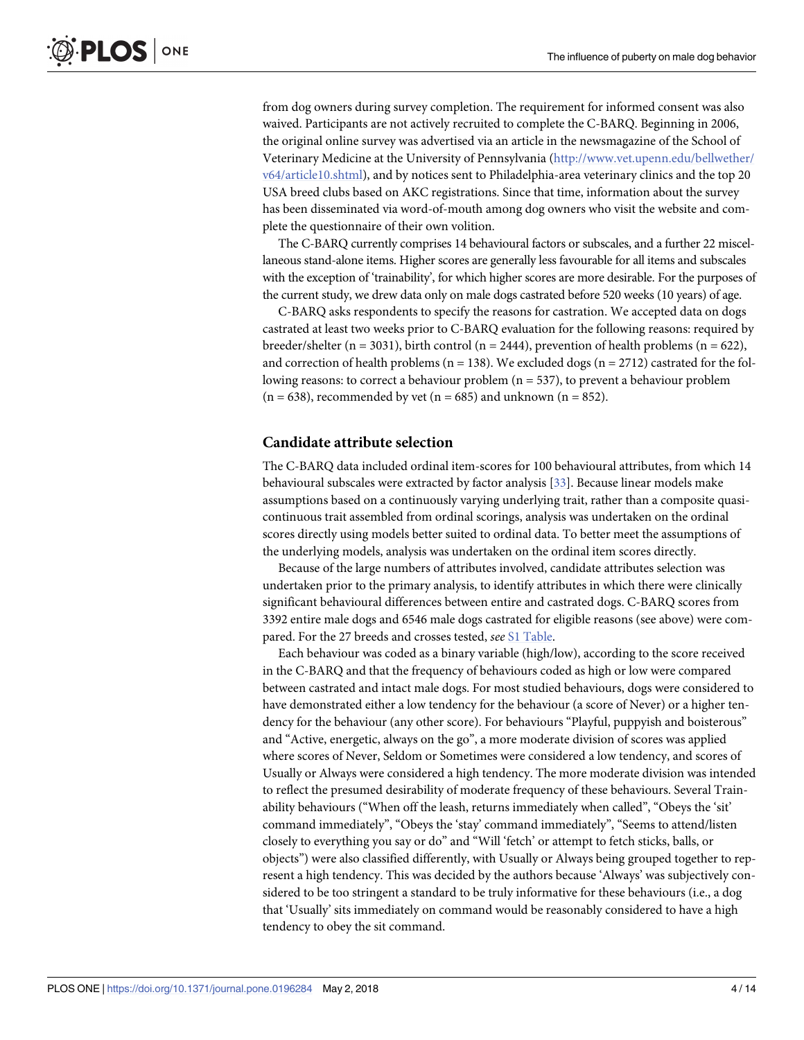from dog owners during survey completion. The requirement for informed consent was also waived. Participants are not actively recruited to complete the C-BARQ. Beginning in 2006, the original online survey was advertised via an article in the newsmagazine of the School of Veterinary Medicine at the University of Pennsylvania (http://www.vet.upenn.edu/bellwether/v64/article10.shtml), and by notices sent to Philadelphia-area veterinary clinics and the top 20 USA breed clubs based on AKC registrations. Since that time, information about the survey has been disseminated via word-of-mouth among dog owners who visit the website and complete the questionnaire of their own volition.

The C-BARQ currently comprises 14 behavioural factors or subscales, and a further 22 miscellaneous stand-alone items. Higher scores are generally less favourable for all items and subscales with the exception of 'trainability', for which higher scores are more desirable. For the purposes of the current study, we drew data only on male dogs castrated before 520 weeks (10 years) of age.

C-BARQ asks respondents to specify the reasons for castration. We accepted data on dogs castrated at least two weeks prior to C-BARQ evaluation for the following reasons: required by breeder/shelter (n = 3031), birth control (n = 2444), prevention of health problems (n = 622), and correction of health problems (n = 138). We excluded dogs (n = 2712) castrated for the following reasons: to correct a behaviour problem (n = 537), to prevent a behaviour problem (n = 638), recommended by vet (n = 685) and unknown (n = 852).

## Candidate attribute selection

The C-BARQ data included ordinal item-scores for 100 behavioural attributes, from which 14 behavioural subscales were extracted by factor analysis [33]. Because linear models make assumptions based on a continuously varying underlying trait, rather than a composite quasi-continuous trait assembled from ordinal scorings, analysis was undertaken on the ordinal scores directly using models better suited to ordinal data. To better meet the assumptions of the underlying models, analysis was undertaken on the ordinal item scores directly.

Because of the large numbers of attributes involved, candidate attributes selection was undertaken prior to the primary analysis, to identify attributes in which there were clinically significant behavioural differences between entire and castrated dogs. C-BARQ scores from 3392 entire male dogs and 6546 male dogs castrated for eligible reasons (see above) were compared. For the 27 breeds and crosses tested, *see* S1 Table.

Each behaviour was coded as a binary variable (high/low), according to the score received in the C-BARQ and that the frequency of behaviours coded as high or low were compared between castrated and intact male dogs. For most studied behaviours, dogs were considered to have demonstrated either a low tendency for the behaviour (a score of Never) or a higher tendency for the behaviour (any other score). For behaviours "Playful, puppyish and boisterous" and "Active, energetic, always on the go", a more moderate division of scores was applied where scores of Never, Seldom or Sometimes were considered a low tendency, and scores of Usually or Always were considered a high tendency. The more moderate division was intended to reflect the presumed desirability of moderate frequency of these behaviours. Several Trainability behaviours ("When off the leash, returns immediately when called", "Obeys the 'sit' command immediately", "Obeys the 'stay' command immediately", "Seems to attend/listen closely to everything you say or do" and "Will 'fetch' or attempt to fetch sticks, balls, or objects") were also classified differently, with Usually or Always being grouped together to represent a high tendency. This was decided by the authors because 'Always' was subjectively considered to be too stringent a standard to be truly informative for these behaviours (i.e., a dog that 'Usually' sits immediately on command would be reasonably considered to have a high tendency to obey the sit command.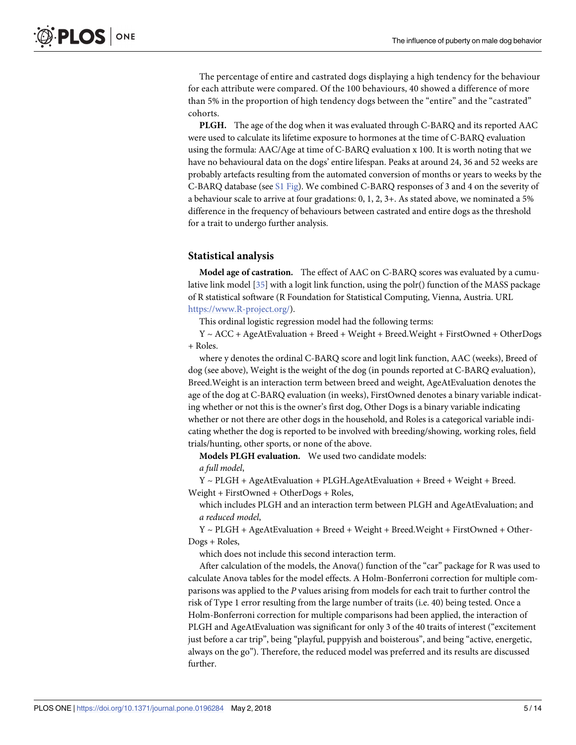The percentage of entire and castrated dogs displaying a high tendency for the behaviour for each attribute were compared. Of the 100 behaviours, 40 showed a difference of more than 5% in the proportion of high tendency dogs between the "entire" and the "castrated" cohorts.

**PLGH.** The age of the dog when it was evaluated through C-BARQ and its reported AAC were used to calculate its lifetime exposure to hormones at the time of C-BARQ evaluation using the formula: AAC/Age at time of C-BARQ evaluation x 100. It is worth noting that we have no behavioural data on the dogs' entire lifespan. Peaks at around 24, 36 and 52 weeks are probably artefacts resulting from the automated conversion of months or years to weeks by the C-BARQ database (see S1 Fig). We combined C-BARQ responses of 3 and 4 on the severity of a behaviour scale to arrive at four gradations: 0, 1, 2, 3+. As stated above, we nominated a 5% difference in the frequency of behaviours between castrated and entire dogs as the threshold for a trait to undergo further analysis.

## Statistical analysis

**Model age of castration.** The effect of AAC on C-BARQ scores was evaluated by a cumulative link model [35] with a logit link function, using the polr() function of the MASS package of R statistical software (R Foundation for Statistical Computing, Vienna, Austria. URL https://www.R-project.org/).

This ordinal logistic regression model had the following terms:

Y ~ ACC + AgeAtEvaluation + Breed + Weight + Breed.Weight + FirstOwned + OtherDogs + Roles.

where y denotes the ordinal C-BARQ score and logit link function, AAC (weeks), Breed of dog (see above), Weight is the weight of the dog (in pounds reported at C-BARQ evaluation), Breed.Weight is an interaction term between breed and weight, AgeAtEvaluation denotes the age of the dog at C-BARQ evaluation (in weeks), FirstOwned denotes a binary variable indicating whether or not this is the owner's first dog, Other Dogs is a binary variable indicating whether or not there are other dogs in the household, and Roles is a categorical variable indicating whether the dog is reported to be involved with breeding/showing, working roles, field trials/hunting, other sports, or none of the above.

**Models PLGH evaluation.** We used two candidate models:

*a full model*,

Y ~ PLGH + AgeAtEvaluation + PLGH.AgeAtEvaluation + Breed + Weight + Breed.Weight + FirstOwned + OtherDogs + Roles,

which includes PLGH and an interaction term between PLGH and AgeAtEvaluation; and

*a reduced model*,

Y ~ PLGH + AgeAtEvaluation + Breed + Weight + Breed.Weight + FirstOwned + OtherDogs + Roles,

which does not include this second interaction term.

After calculation of the models, the Anova() function of the "car" package for R was used to calculate Anova tables for the model effects. A Holm-Bonferroni correction for multiple comparisons was applied to the *P* values arising from models for each trait to further control the risk of Type 1 error resulting from the large number of traits (i.e. 40) being tested. Once a Holm-Bonferroni correction for multiple comparisons had been applied, the interaction of PLGH and AgeAtEvaluation was significant for only 3 of the 40 traits of interest ("excitement just before a car trip", being "playful, puppyish and boisterous", and being "active, energetic, always on the go"). Therefore, the reduced model was preferred and its results are discussed further.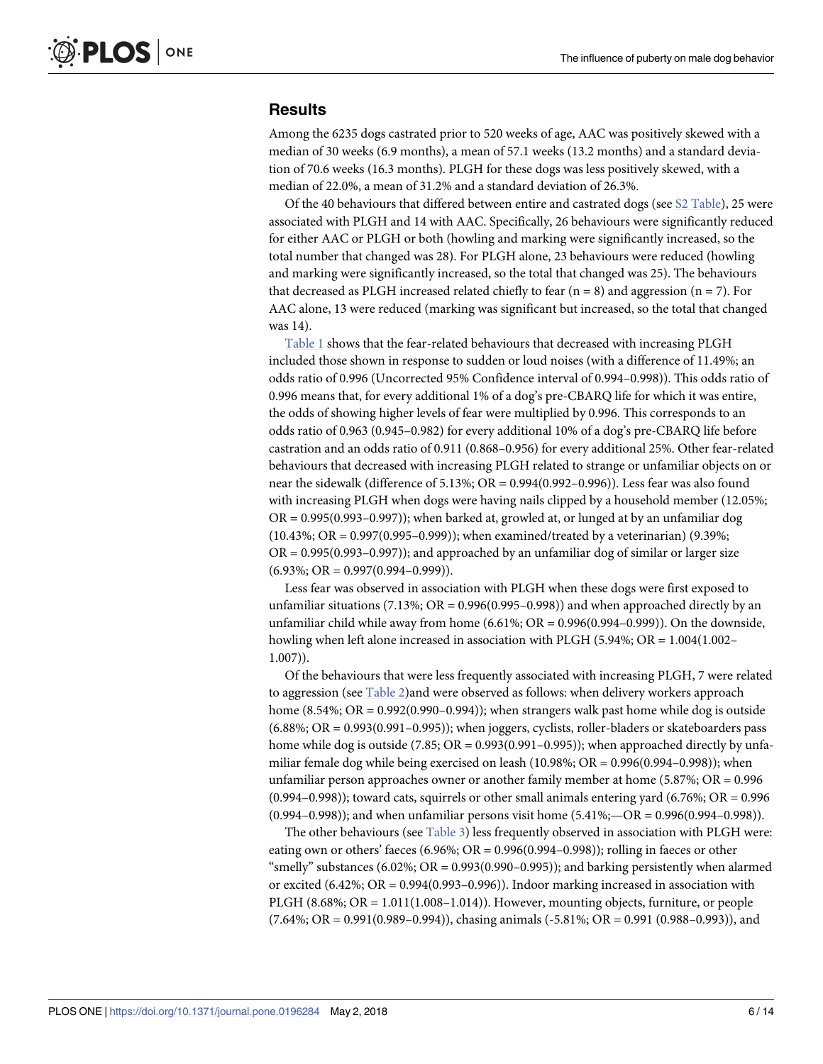## Results

Among the 6235 dogs castrated prior to 520 weeks of age, AAC was positively skewed with a median of 30 weeks (6.9 months), a mean of 57.1 weeks (13.2 months) and a standard deviation of 70.6 weeks (16.3 months). PLGH for these dogs was less positively skewed, with a median of 22.0%, a mean of 31.2% and a standard deviation of 26.3%.

Of the 40 behaviours that differed between entire and castrated dogs (see S2 Table), 25 were associated with PLGH and 14 with AAC. Specifically, 26 behaviours were significantly reduced for either AAC or PLGH or both (howling and marking were significantly increased, so the total number that changed was 28). For PLGH alone, 23 behaviours were reduced (howling and marking were significantly increased, so the total that changed was 25). The behaviours that decreased as PLGH increased related chiefly to fear (n = 8) and aggression (n = 7). For AAC alone, 13 were reduced (marking was significant but increased, so the total that changed was 14).

Table 1 shows that the fear-related behaviours that decreased with increasing PLGH included those shown in response to sudden or loud noises (with a difference of 11.49%; an odds ratio of 0.996 (Uncorrected 95% Confidence interval of 0.994–0.998)). This odds ratio of 0.996 means that, for every additional 1% of a dog's pre-CBARQ life for which it was entire, the odds of showing higher levels of fear were multiplied by 0.996. This corresponds to an odds ratio of 0.963 (0.945–0.982) for every additional 10% of a dog's pre-CBARQ life before castration and an odds ratio of 0.911 (0.868–0.956) for every additional 25%. Other fear-related behaviours that decreased with increasing PLGH related to strange or unfamiliar objects on or near the sidewalk (difference of 5.13%; OR = 0.994(0.992–0.996)). Less fear was also found with increasing PLGH when dogs were having nails clipped by a household member (12.05%; OR = 0.995(0.993–0.997)); when barked at, growled at, or lunged at by an unfamiliar dog (10.43%; OR = 0.997(0.995–0.999)); when examined/treated by a veterinarian) (9.39%; OR = 0.995(0.993–0.997)); and approached by an unfamiliar dog of similar or larger size (6.93%; OR = 0.997(0.994–0.999)).

Less fear was observed in association with PLGH when these dogs were first exposed to unfamiliar situations (7.13%; OR = 0.996(0.995–0.998)) and when approached directly by an unfamiliar child while away from home (6.61%; OR = 0.996(0.994–0.999)). On the downside, howling when left alone increased in association with PLGH (5.94%; OR = 1.004(1.002–1.007)).

Of the behaviours that were less frequently associated with increasing PLGH, 7 were related to aggression (see Table 2)and were observed as follows: when delivery workers approach home (8.54%; OR = 0.992(0.990–0.994)); when strangers walk past home while dog is outside (6.88%; OR = 0.993(0.991–0.995)); when joggers, cyclists, roller-bladers or skateboarders pass home while dog is outside (7.85; OR = 0.993(0.991–0.995)); when approached directly by unfamiliar female dog while being exercised on leash (10.98%; OR = 0.996(0.994–0.998)); when unfamiliar person approaches owner or another family member at home (5.87%; OR = 0.996 (0.994–0.998)); toward cats, squirrels or other small animals entering yard (6.76%; OR = 0.996 (0.994–0.998)); and when unfamiliar persons visit home (5.41%;—OR = 0.996(0.994–0.998)).

The other behaviours (see Table 3) less frequently observed in association with PLGH were: eating own or others' faeces (6.96%; OR = 0.996(0.994–0.998)); rolling in faeces or other "smelly" substances (6.02%; OR = 0.993(0.990–0.995)); and barking persistently when alarmed or excited (6.42%; OR = 0.994(0.993–0.996)). Indoor marking increased in association with PLGH (8.68%; OR = 1.011(1.008–1.014)). However, mounting objects, furniture, or people (7.64%; OR = 0.991(0.989–0.994)), chasing animals (-5.81%; OR = 0.991 (0.988–0.993)), and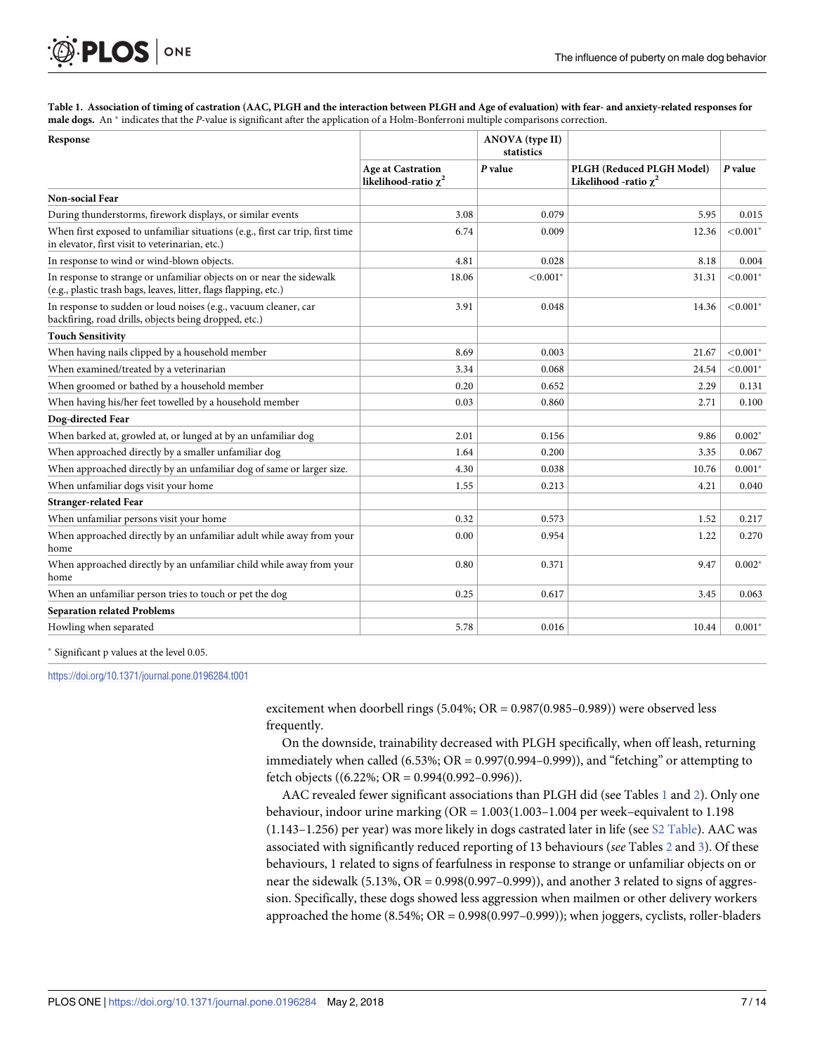**Table 1. Association of timing of castration (AAC, PLGH and the interaction between PLGH and Age of evaluation) with fear- and anxiety-related responses for male dogs.** An * indicates that the *P*-value is significant after the application of a Holm-Bonferroni multiple comparisons correction.

| Response | ANOVA (type II) statistics | | | |
|---|---|---|---|---|
| | Age at Castration likelihood-ratio $\chi^2$ | *P* value | PLGH (Reduced PLGH Model) Likelihood -ratio $\chi^2$ | *P* value |
| **Non-social Fear** | | | | |
| During thunderstorms, firework displays, or similar events | 3.08 | 0.079 | 5.95 | 0.015 |
| When first exposed to unfamiliar situations (e.g., first car trip, first time in elevator, first visit to veterinarian, etc.) | 6.74 | 0.009 | 12.36 | <0.001* |
| In response to wind or wind-blown objects. | 4.81 | 0.028 | 8.18 | 0.004 |
| In response to strange or unfamiliar objects on or near the sidewalk (e.g., plastic trash bags, leaves, litter, flags flapping, etc.) | 18.06 | <0.001* | 31.31 | <0.001* |
| In response to sudden or loud noises (e.g., vacuum cleaner, car backfiring, road drills, objects being dropped, etc.) | 3.91 | 0.048 | 14.36 | <0.001* |
| **Touch Sensitivity** | | | | |
| When having nails clipped by a household member | 8.69 | 0.003 | 21.67 | <0.001* |
| When examined/treated by a veterinarian | 3.34 | 0.068 | 24.54 | <0.001* |
| When groomed or bathed by a household member | 0.20 | 0.652 | 2.29 | 0.131 |
| When having his/her feet towelled by a household member | 0.03 | 0.860 | 2.71 | 0.100 |
| **Dog-directed Fear** | | | | |
| When barked at, growled at, or lunged at by an unfamiliar dog | 2.01 | 0.156 | 9.86 | 0.002* |
| When approached directly by a smaller unfamiliar dog | 1.64 | 0.200 | 3.35 | 0.067 |
| When approached directly by an unfamiliar dog of same or larger size. | 4.30 | 0.038 | 10.76 | 0.001* |
| When unfamiliar dogs visit your home | 1.55 | 0.213 | 4.21 | 0.040 |
| **Stranger-related Fear** | | | | |
| When unfamiliar persons visit your home | 0.32 | 0.573 | 1.52 | 0.217 |
| When approached directly by an unfamiliar adult while away from your home | 0.00 | 0.954 | 1.22 | 0.270 |
| When approached directly by an unfamiliar child while away from your home | 0.80 | 0.371 | 9.47 | 0.002* |
| When an unfamiliar person tries to touch or pet the dog | 0.25 | 0.617 | 3.45 | 0.063 |
| **Separation related Problems** | | | | |
| Howling when separated | 5.78 | 0.016 | 10.44 | 0.001* |

* Significant p values at the level 0.05.

https://doi.org/10.1371/journal.pone.0196284.t001

excitement when doorbell rings (5.04%; OR = 0.987(0.985–0.989)) were observed less frequently.

On the downside, trainability decreased with PLGH specifically, when off leash, returning immediately when called (6.53%; OR = 0.997(0.994–0.999)), and "fetching" or attempting to fetch objects ((6.22%; OR = 0.994(0.992–0.996)).

AAC revealed fewer significant associations than PLGH did (see Tables 1 and 2). Only one behaviour, indoor urine marking (OR = 1.003(1.003–1.004 per week–equivalent to 1.198 (1.143–1.256) per year) was more likely in dogs castrated later in life (see S2 Table). AAC was associated with significantly reduced reporting of 13 behaviours (*see* Tables 2 and 3). Of these behaviours, 1 related to signs of fearfulness in response to strange or unfamiliar objects on or near the sidewalk (5.13%, OR = 0.998(0.997–0.999)), and another 3 related to signs of aggression. Specifically, these dogs showed less aggression when mailmen or other delivery workers approached the home (8.54%; OR = 0.998(0.997–0.999)); when joggers, cyclists, roller-bladers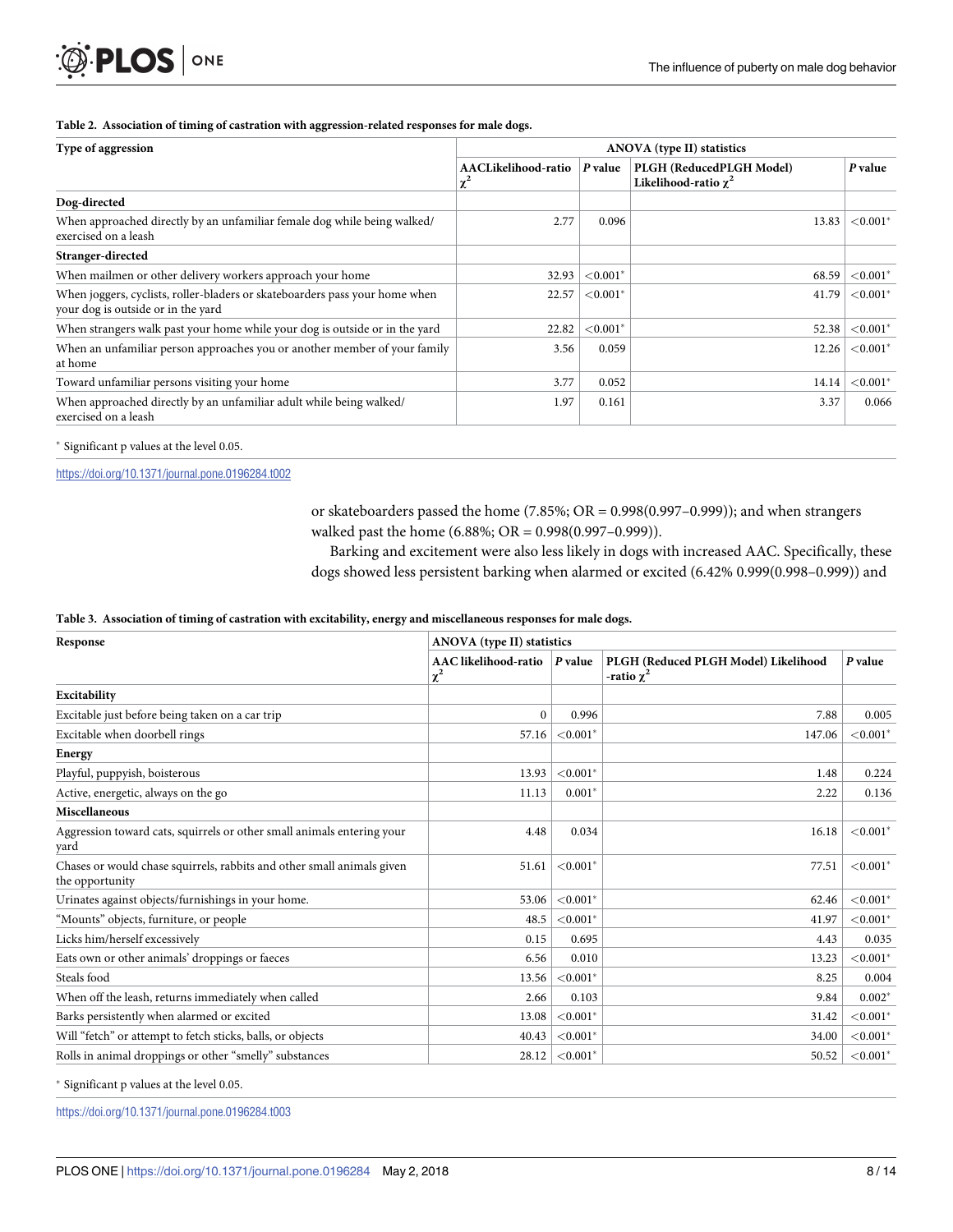**Table 2. Association of timing of castration with aggression-related responses for male dogs.**

| Type of aggression | ANOVA (type II) statistics | | | |
|---|---|---|---|---|
| | AACLikelihood-ratio $\chi^2$ | *P* value | PLGH (ReducedPLGH Model) Likelihood-ratio $\chi^2$ | *P* value |
| **Dog-directed** | | | | |
| When approached directly by an unfamiliar female dog while being walked/ exercised on a leash | 2.77 | 0.096 | 13.83 | <0.001* |
| **Stranger-directed** | | | | |
| When mailmen or other delivery workers approach your home | 32.93 | <0.001* | 68.59 | <0.001* |
| When joggers, cyclists, roller-bladers or skateboarders pass your home when your dog is outside or in the yard | 22.57 | <0.001* | 41.79 | <0.001* |
| When strangers walk past your home while your dog is outside or in the yard | 22.82 | <0.001* | 52.38 | <0.001* |
| When an unfamiliar person approaches you or another member of your family at home | 3.56 | 0.059 | 12.26 | <0.001* |
| Toward unfamiliar persons visiting your home | 3.77 | 0.052 | 14.14 | <0.001* |
| When approached directly by an unfamiliar adult while being walked/ exercised on a leash | 1.97 | 0.161 | 3.37 | 0.066 |

* Significant p values at the level 0.05.

https://doi.org/10.1371/journal.pone.0196284.t002

or skateboarders passed the home (7.85%; OR = 0.998(0.997–0.999)); and when strangers walked past the home (6.88%; OR = 0.998(0.997–0.999)).

Barking and excitement were also less likely in dogs with increased AAC. Specifically, these dogs showed less persistent barking when alarmed or excited (6.42% 0.999(0.998–0.999)) and

**Table 3. Association of timing of castration with excitability, energy and miscellaneous responses for male dogs.**

| Response | ANOVA (type II) statistics | | | |
|---|---|---|---|---|
| | AAC likelihood-ratio $\chi^2$ | *P* value | PLGH (Reduced PLGH Model) Likelihood -ratio $\chi^2$ | *P* value |
| **Excitability** | | | | |
| Excitable just before being taken on a car trip | 0 | 0.996 | 7.88 | 0.005 |
| Excitable when doorbell rings | 57.16 | <0.001* | 147.06 | <0.001* |
| **Energy** | | | | |
| Playful, puppyish, boisterous | 13.93 | <0.001* | 1.48 | 0.224 |
| Active, energetic, always on the go | 11.13 | 0.001* | 2.22 | 0.136 |
| **Miscellaneous** | | | | |
| Aggression toward cats, squirrels or other small animals entering your yard | 4.48 | 0.034 | 16.18 | <0.001* |
| Chases or would chase squirrels, rabbits and other small animals given the opportunity | 51.61 | <0.001* | 77.51 | <0.001* |
| Urinates against objects/furnishings in your home. | 53.06 | <0.001* | 62.46 | <0.001* |
| "Mounts" objects, furniture, or people | 48.5 | <0.001* | 41.97 | <0.001* |
| Licks him/herself excessively | 0.15 | 0.695 | 4.43 | 0.035 |
| Eats own or other animals' droppings or faeces | 6.56 | 0.010 | 13.23 | <0.001* |
| Steals food | 13.56 | <0.001* | 8.25 | 0.004 |
| When off the leash, returns immediately when called | 2.66 | 0.103 | 9.84 | 0.002* |
| Barks persistently when alarmed or excited | 13.08 | <0.001* | 31.42 | <0.001* |
| Will "fetch" or attempt to fetch sticks, balls, or objects | 40.43 | <0.001* | 34.00 | <0.001* |
| Rolls in animal droppings or other "smelly" substances | 28.12 | <0.001* | 50.52 | <0.001* |

* Significant p values at the level 0.05.

https://doi.org/10.1371/journal.pone.0196284.t003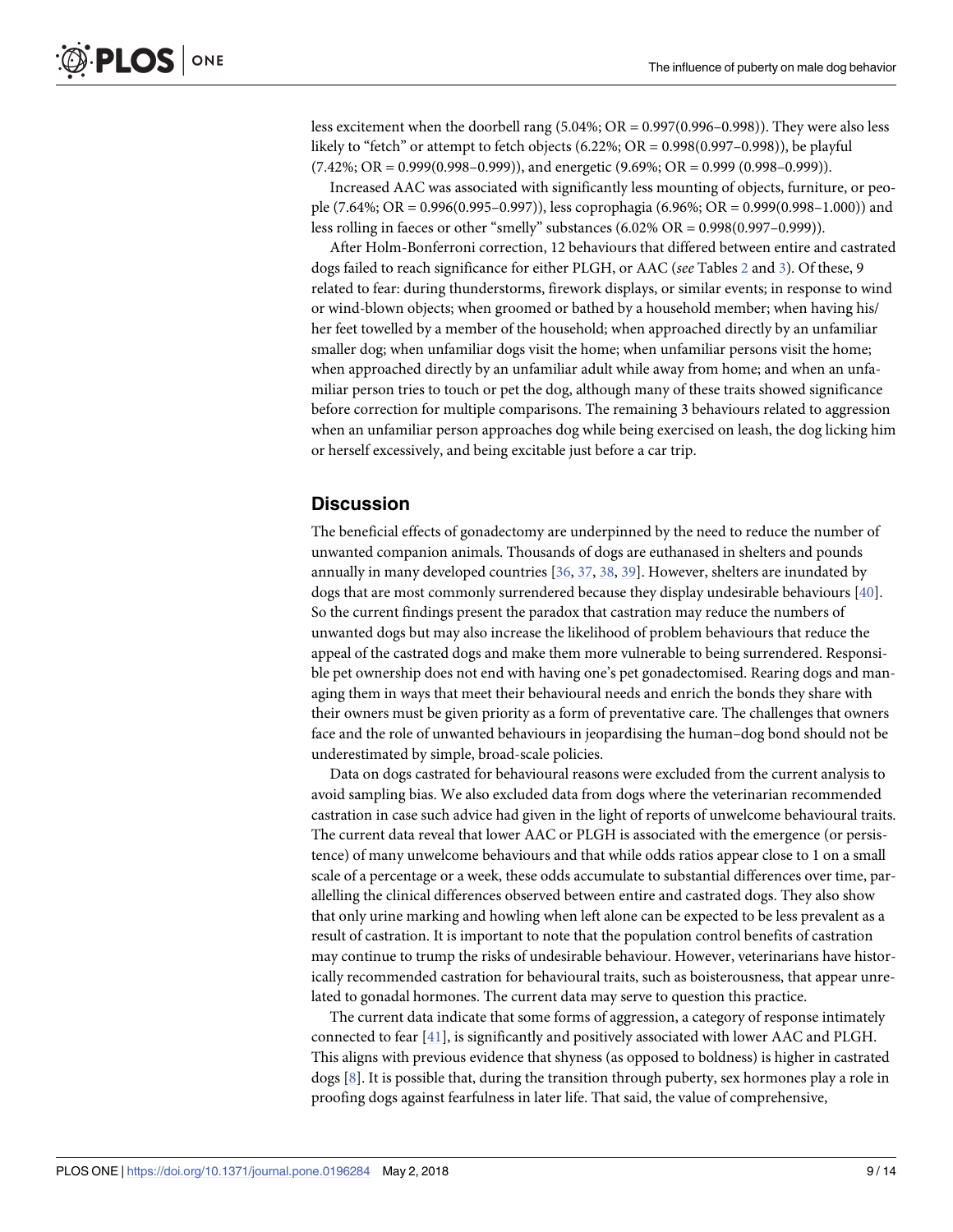less excitement when the doorbell rang (5.04%; OR = 0.997(0.996–0.998)). They were also less likely to "fetch" or attempt to fetch objects (6.22%; OR = 0.998(0.997–0.998)), be playful (7.42%; OR = 0.999(0.998–0.999)), and energetic (9.69%; OR = 0.999 (0.998–0.999)).

Increased AAC was associated with significantly less mounting of objects, furniture, or people (7.64%; OR = 0.996(0.995–0.997)), less coprophagia (6.96%; OR = 0.999(0.998–1.000)) and less rolling in faeces or other "smelly" substances (6.02% OR = 0.998(0.997–0.999)).

After Holm-Bonferroni correction, 12 behaviours that differed between entire and castrated dogs failed to reach significance for either PLGH, or AAC (*see* Tables 2 and 3). Of these, 9 related to fear: during thunderstorms, firework displays, or similar events; in response to wind or wind-blown objects; when groomed or bathed by a household member; when having his/her feet towelled by a member of the household; when approached directly by an unfamiliar smaller dog; when unfamiliar dogs visit the home; when unfamiliar persons visit the home; when approached directly by an unfamiliar adult while away from home; and when an unfamiliar person tries to touch or pet the dog, although many of these traits showed significance before correction for multiple comparisons. The remaining 3 behaviours related to aggression when an unfamiliar person approaches dog while being exercised on leash, the dog licking him or herself excessively, and being excitable just before a car trip.

## Discussion

The beneficial effects of gonadectomy are underpinned by the need to reduce the number of unwanted companion animals. Thousands of dogs are euthanased in shelters and pounds annually in many developed countries [36, 37, 38, 39]. However, shelters are inundated by dogs that are most commonly surrendered because they display undesirable behaviours [40]. So the current findings present the paradox that castration may reduce the numbers of unwanted dogs but may also increase the likelihood of problem behaviours that reduce the appeal of the castrated dogs and make them more vulnerable to being surrendered. Responsible pet ownership does not end with having one's pet gonadectomised. Rearing dogs and managing them in ways that meet their behavioural needs and enrich the bonds they share with their owners must be given priority as a form of preventative care. The challenges that owners face and the role of unwanted behaviours in jeopardising the human–dog bond should not be underestimated by simple, broad-scale policies.

Data on dogs castrated for behavioural reasons were excluded from the current analysis to avoid sampling bias. We also excluded data from dogs where the veterinarian recommended castration in case such advice had given in the light of reports of unwelcome behavioural traits. The current data reveal that lower AAC or PLGH is associated with the emergence (or persistence) of many unwelcome behaviours and that while odds ratios appear close to 1 on a small scale of a percentage or a week, these odds accumulate to substantial differences over time, parallelling the clinical differences observed between entire and castrated dogs. They also show that only urine marking and howling when left alone can be expected to be less prevalent as a result of castration. It is important to note that the population control benefits of castration may continue to trump the risks of undesirable behaviour. However, veterinarians have historically recommended castration for behavioural traits, such as boisterousness, that appear unrelated to gonadal hormones. The current data may serve to question this practice.

The current data indicate that some forms of aggression, a category of response intimately connected to fear [41], is significantly and positively associated with lower AAC and PLGH. This aligns with previous evidence that shyness (as opposed to boldness) is higher in castrated dogs [8]. It is possible that, during the transition through puberty, sex hormones play a role in proofing dogs against fearfulness in later life. That said, the value of comprehensive,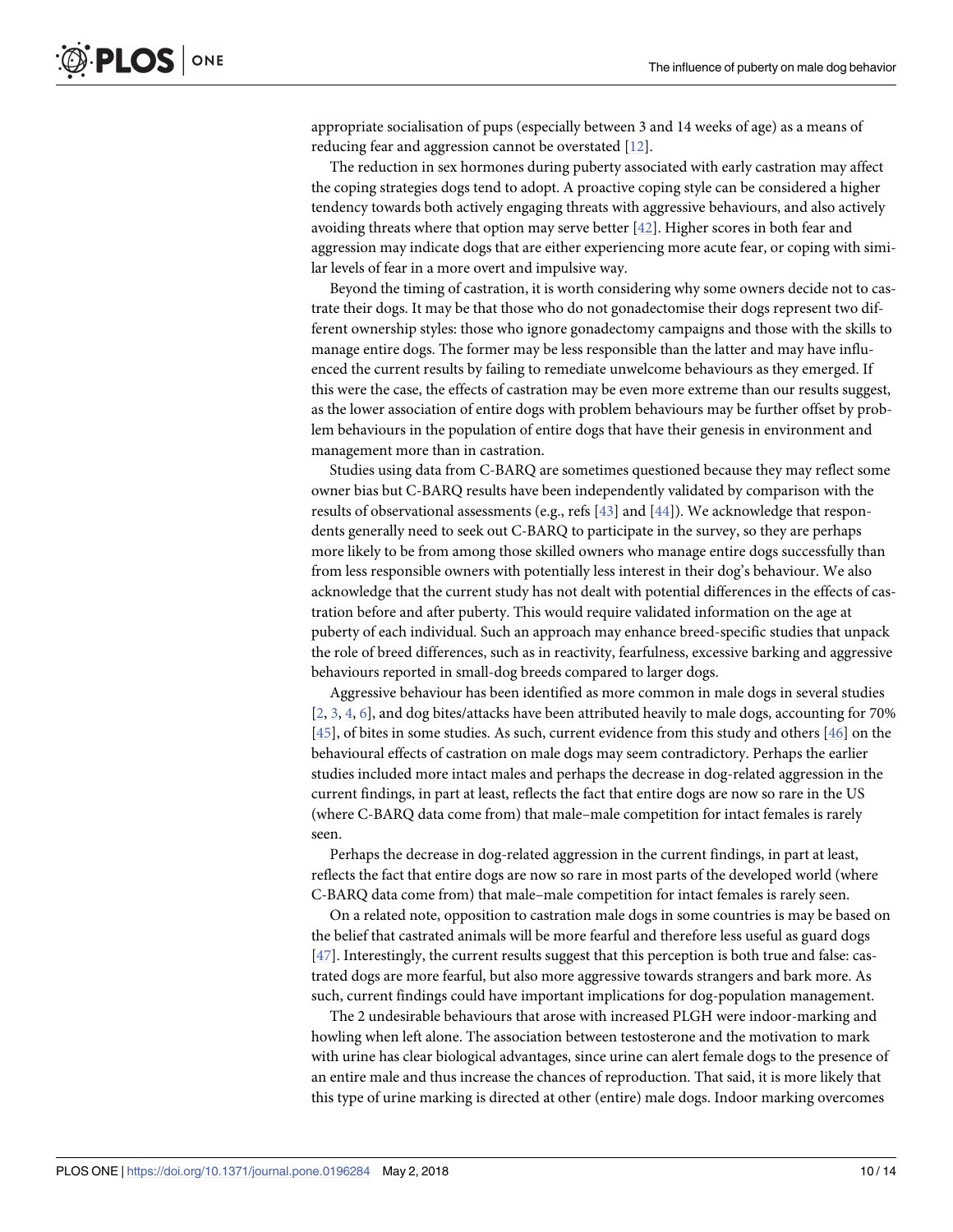appropriate socialisation of pups (especially between 3 and 14 weeks of age) as a means of reducing fear and aggression cannot be overstated [12].

The reduction in sex hormones during puberty associated with early castration may affect the coping strategies dogs tend to adopt. A proactive coping style can be considered a higher tendency towards both actively engaging threats with aggressive behaviours, and also actively avoiding threats where that option may serve better [42]. Higher scores in both fear and aggression may indicate dogs that are either experiencing more acute fear, or coping with similar levels of fear in a more overt and impulsive way.

Beyond the timing of castration, it is worth considering why some owners decide not to castrate their dogs. It may be that those who do not gonadectomise their dogs represent two different ownership styles: those who ignore gonadectomy campaigns and those with the skills to manage entire dogs. The former may be less responsible than the latter and may have influenced the current results by failing to remediate unwelcome behaviours as they emerged. If this were the case, the effects of castration may be even more extreme than our results suggest, as the lower association of entire dogs with problem behaviours may be further offset by problem behaviours in the population of entire dogs that have their genesis in environment and management more than in castration.

Studies using data from C-BARQ are sometimes questioned because they may reflect some owner bias but C-BARQ results have been independently validated by comparison with the results of observational assessments (e.g., refs [43] and [44]). We acknowledge that respondents generally need to seek out C-BARQ to participate in the survey, so they are perhaps more likely to be from among those skilled owners who manage entire dogs successfully than from less responsible owners with potentially less interest in their dog's behaviour. We also acknowledge that the current study has not dealt with potential differences in the effects of castration before and after puberty. This would require validated information on the age at puberty of each individual. Such an approach may enhance breed-specific studies that unpack the role of breed differences, such as in reactivity, fearfulness, excessive barking and aggressive behaviours reported in small-dog breeds compared to larger dogs.

Aggressive behaviour has been identified as more common in male dogs in several studies [2, 3, 4, 6], and dog bites/attacks have been attributed heavily to male dogs, accounting for 70% [45], of bites in some studies. As such, current evidence from this study and others [46] on the behavioural effects of castration on male dogs may seem contradictory. Perhaps the earlier studies included more intact males and perhaps the decrease in dog-related aggression in the current findings, in part at least, reflects the fact that entire dogs are now so rare in the US (where C-BARQ data come from) that male–male competition for intact females is rarely seen.

Perhaps the decrease in dog-related aggression in the current findings, in part at least, reflects the fact that entire dogs are now so rare in most parts of the developed world (where C-BARQ data come from) that male–male competition for intact females is rarely seen.

On a related note, opposition to castration male dogs in some countries is may be based on the belief that castrated animals will be more fearful and therefore less useful as guard dogs [47]. Interestingly, the current results suggest that this perception is both true and false: castrated dogs are more fearful, but also more aggressive towards strangers and bark more. As such, current findings could have important implications for dog-population management.

The 2 undesirable behaviours that arose with increased PLGH were indoor-marking and howling when left alone. The association between testosterone and the motivation to mark with urine has clear biological advantages, since urine can alert female dogs to the presence of an entire male and thus increase the chances of reproduction. That said, it is more likely that this type of urine marking is directed at other (entire) male dogs. Indoor marking overcomes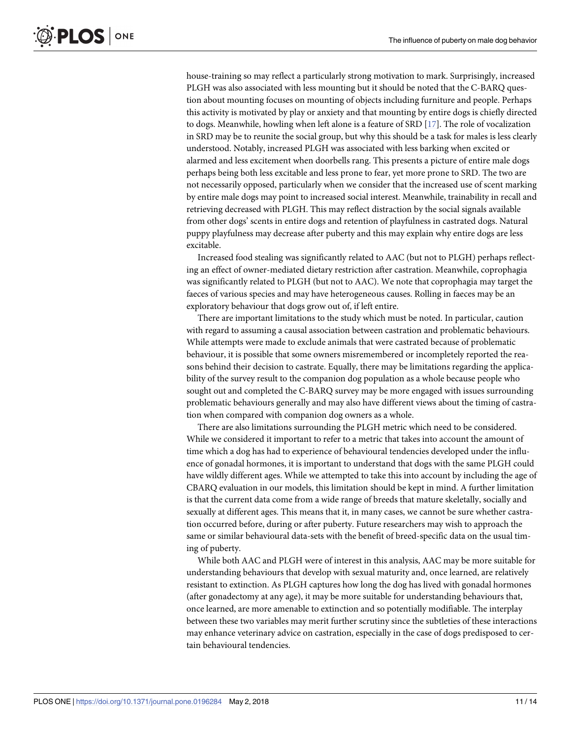house-training so may reflect a particularly strong motivation to mark. Surprisingly, increased PLGH was also associated with less mounting but it should be noted that the C-BARQ question about mounting focuses on mounting of objects including furniture and people. Perhaps this activity is motivated by play or anxiety and that mounting by entire dogs is chiefly directed to dogs. Meanwhile, howling when left alone is a feature of SRD [17]. The role of vocalization in SRD may be to reunite the social group, but why this should be a task for males is less clearly understood. Notably, increased PLGH was associated with less barking when excited or alarmed and less excitement when doorbells rang. This presents a picture of entire male dogs perhaps being both less excitable and less prone to fear, yet more prone to SRD. The two are not necessarily opposed, particularly when we consider that the increased use of scent marking by entire male dogs may point to increased social interest. Meanwhile, trainability in recall and retrieving decreased with PLGH. This may reflect distraction by the social signals available from other dogs' scents in entire dogs and retention of playfulness in castrated dogs. Natural puppy playfulness may decrease after puberty and this may explain why entire dogs are less excitable.

Increased food stealing was significantly related to AAC (but not to PLGH) perhaps reflecting an effect of owner-mediated dietary restriction after castration. Meanwhile, coprophagia was significantly related to PLGH (but not to AAC). We note that coprophagia may target the faeces of various species and may have heterogeneous causes. Rolling in faeces may be an exploratory behaviour that dogs grow out of, if left entire.

There are important limitations to the study which must be noted. In particular, caution with regard to assuming a causal association between castration and problematic behaviours. While attempts were made to exclude animals that were castrated because of problematic behaviour, it is possible that some owners misremembered or incompletely reported the reasons behind their decision to castrate. Equally, there may be limitations regarding the applicability of the survey result to the companion dog population as a whole because people who sought out and completed the C-BARQ survey may be more engaged with issues surrounding problematic behaviours generally and may also have different views about the timing of castration when compared with companion dog owners as a whole.

There are also limitations surrounding the PLGH metric which need to be considered. While we considered it important to refer to a metric that takes into account the amount of time which a dog has had to experience of behavioural tendencies developed under the influence of gonadal hormones, it is important to understand that dogs with the same PLGH could have wildly different ages. While we attempted to take this into account by including the age of CBARQ evaluation in our models, this limitation should be kept in mind. A further limitation is that the current data come from a wide range of breeds that mature skeletally, socially and sexually at different ages. This means that it, in many cases, we cannot be sure whether castration occurred before, during or after puberty. Future researchers may wish to approach the same or similar behavioural data-sets with the benefit of breed-specific data on the usual timing of puberty.

While both AAC and PLGH were of interest in this analysis, AAC may be more suitable for understanding behaviours that develop with sexual maturity and, once learned, are relatively resistant to extinction. As PLGH captures how long the dog has lived with gonadal hormones (after gonadectomy at any age), it may be more suitable for understanding behaviours that, once learned, are more amenable to extinction and so potentially modifiable. The interplay between these two variables may merit further scrutiny since the subtleties of these interactions may enhance veterinary advice on castration, especially in the case of dogs predisposed to certain behavioural tendencies.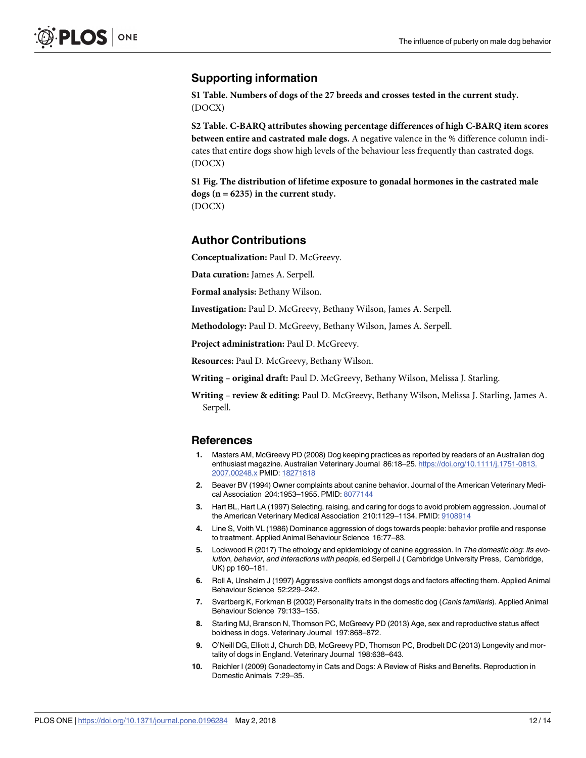## Supporting information

**S1 Table. Numbers of dogs of the 27 breeds and crosses tested in the current study.**
(DOCX)

**S2 Table. C-BARQ attributes showing percentage differences of high C-BARQ item scores between entire and castrated male dogs.** A negative valence in the % difference column indicates that entire dogs show high levels of the behaviour less frequently than castrated dogs.
(DOCX)

**S1 Fig. The distribution of lifetime exposure to gonadal hormones in the castrated male dogs (n = 6235) in the current study.**
(DOCX)

## Author Contributions

**Conceptualization:** Paul D. McGreevy.

**Data curation:** James A. Serpell.

**Formal analysis:** Bethany Wilson.

**Investigation:** Paul D. McGreevy, Bethany Wilson, James A. Serpell.

**Methodology:** Paul D. McGreevy, Bethany Wilson, James A. Serpell.

**Project administration:** Paul D. McGreevy.

**Resources:** Paul D. McGreevy, Bethany Wilson.

**Writing – original draft:** Paul D. McGreevy, Bethany Wilson, Melissa J. Starling.

**Writing – review & editing:** Paul D. McGreevy, Bethany Wilson, Melissa J. Starling, James A. Serpell.

## References

1. Masters AM, McGreevy PD (2008) Dog keeping practices as reported by readers of an Australian dog enthusiast magazine. Australian Veterinary Journal 86:18–25. https://doi.org/10.1111/j.1751-0813.2007.00248.x PMID: 18271818
2. Beaver BV (1994) Owner complaints about canine behavior. Journal of the American Veterinary Medical Association 204:1953–1955. PMID: 8077144
3. Hart BL, Hart LA (1997) Selecting, raising, and caring for dogs to avoid problem aggression. Journal of the American Veterinary Medical Association 210:1129–1134. PMID: 9108914
4. Line S, Voith VL (1986) Dominance aggression of dogs towards people: behavior profile and response to treatment. Applied Animal Behaviour Science 16:77–83.
5. Lockwood R (2017) The ethology and epidemiology of canine aggression. In *The domestic dog: its evolution, behavior, and interactions with people*, ed Serpell J ( Cambridge University Press, Cambridge, UK) pp 160–181.
6. Roll A, Unshelm J (1997) Aggressive conflicts amongst dogs and factors affecting them. Applied Animal Behaviour Science 52:229–242.
7. Svartberg K, Forkman B (2002) Personality traits in the domestic dog (*Canis familiaris*). Applied Animal Behaviour Science 79:133–155.
8. Starling MJ, Branson N, Thomson PC, McGreevy PD (2013) Age, sex and reproductive status affect boldness in dogs. Veterinary Journal 197:868–872.
9. O'Neill DG, Elliott J, Church DB, McGreevy PD, Thomson PC, Brodbelt DC (2013) Longevity and mortality of dogs in England. Veterinary Journal 198:638–643.
10. Reichler I (2009) Gonadectomy in Cats and Dogs: A Review of Risks and Benefits. Reproduction in Domestic Animals 7:29–35.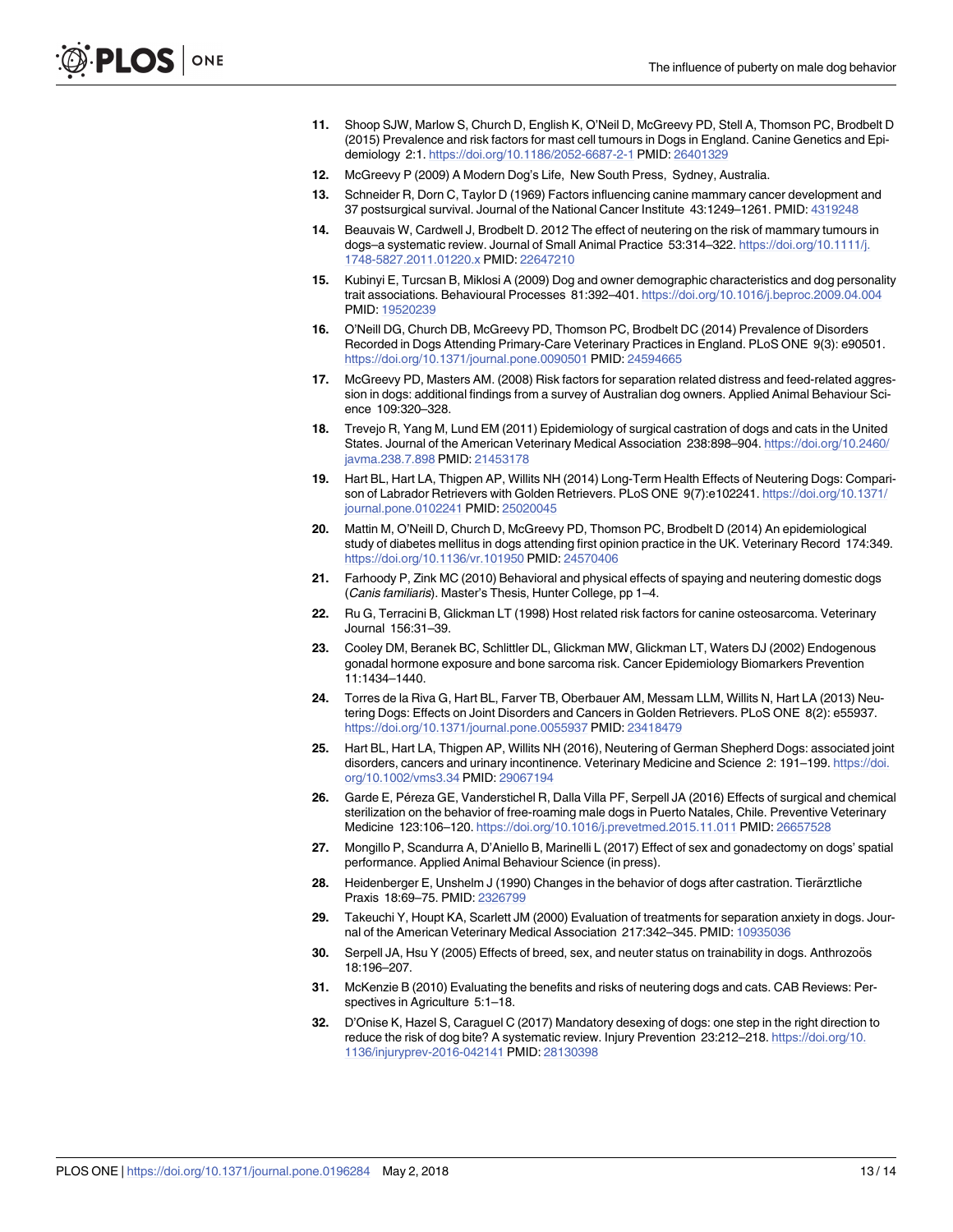11. Shoop SJW, Marlow S, Church D, English K, O'Neil D, McGreevy PD, Stell A, Thomson PC, Brodbelt D (2015) Prevalence and risk factors for mast cell tumours in Dogs in England. Canine Genetics and Epidemiology 2:1. https://doi.org/10.1186/2052-6687-2-1 PMID: 26401329
12. McGreevy P (2009) A Modern Dog's Life, New South Press, Sydney, Australia.
13. Schneider R, Dorn C, Taylor D (1969) Factors influencing canine mammary cancer development and 37 postsurgical survival. Journal of the National Cancer Institute 43:1249–1261. PMID: 4319248
14. Beauvais W, Cardwell J, Brodbelt D. 2012 The effect of neutering on the risk of mammary tumours in dogs–a systematic review. Journal of Small Animal Practice 53:314–322. https://doi.org/10.1111/j.1748-5827.2011.01220.x PMID: 22647210
15. Kubinyi E, Turcsan B, Miklosi A (2009) Dog and owner demographic characteristics and dog personality trait associations. Behavioural Processes 81:392–401. https://doi.org/10.1016/j.beproc.2009.04.004 PMID: 19520239
16. O'Neill DG, Church DB, McGreevy PD, Thomson PC, Brodbelt DC (2014) Prevalence of Disorders Recorded in Dogs Attending Primary-Care Veterinary Practices in England. PLoS ONE 9(3): e90501. https://doi.org/10.1371/journal.pone.0090501 PMID: 24594665
17. McGreevy PD, Masters AM. (2008) Risk factors for separation related distress and feed-related aggression in dogs: additional findings from a survey of Australian dog owners. Applied Animal Behaviour Science 109:320–328.
18. Trevejo R, Yang M, Lund EM (2011) Epidemiology of surgical castration of dogs and cats in the United States. Journal of the American Veterinary Medical Association 238:898–904. https://doi.org/10.2460/javma.238.7.898 PMID: 21453178
19. Hart BL, Hart LA, Thigpen AP, Willits NH (2014) Long-Term Health Effects of Neutering Dogs: Comparison of Labrador Retrievers with Golden Retrievers. PLoS ONE 9(7):e102241. https://doi.org/10.1371/journal.pone.0102241 PMID: 25020045
20. Mattin M, O'Neill D, Church D, McGreevy PD, Thomson PC, Brodbelt D (2014) An epidemiological study of diabetes mellitus in dogs attending first opinion practice in the UK. Veterinary Record 174:349. https://doi.org/10.1136/vr.101950 PMID: 24570406
21. Farhoody P, Zink MC (2010) Behavioral and physical effects of spaying and neutering domestic dogs (*Canis familiaris*). Master's Thesis, Hunter College, pp 1–4.
22. Ru G, Terracini B, Glickman LT (1998) Host related risk factors for canine osteosarcoma. Veterinary Journal 156:31–39.
23. Cooley DM, Beranek BC, Schlittler DL, Glickman MW, Glickman LT, Waters DJ (2002) Endogenous gonadal hormone exposure and bone sarcoma risk. Cancer Epidemiology Biomarkers Prevention 11:1434–1440.
24. Torres de la Riva G, Hart BL, Farver TB, Oberbauer AM, Messam LLM, Willits N, Hart LA (2013) Neutering Dogs: Effects on Joint Disorders and Cancers in Golden Retrievers. PLoS ONE 8(2): e55937. https://doi.org/10.1371/journal.pone.0055937 PMID: 23418479
25. Hart BL, Hart LA, Thigpen AP, Willits NH (2016), Neutering of German Shepherd Dogs: associated joint disorders, cancers and urinary incontinence. Veterinary Medicine and Science 2: 191–199. https://doi.org/10.1002/vms3.34 PMID: 29067194
26. Garde E, Péreza GE, Vanderstichel R, Dalla Villa PF, Serpell JA (2016) Effects of surgical and chemical sterilization on the behavior of free-roaming male dogs in Puerto Natales, Chile. Preventive Veterinary Medicine 123:106–120. https://doi.org/10.1016/j.prevetmed.2015.11.011 PMID: 26657528
27. Mongillo P, Scandurra A, D'Aniello B, Marinelli L (2017) Effect of sex and gonadectomy on dogs' spatial performance. Applied Animal Behaviour Science (in press).
28. Heidenberger E, Unshelm J (1990) Changes in the behavior of dogs after castration. Tierärztliche Praxis 18:69–75. PMID: 2326799
29. Takeuchi Y, Houpt KA, Scarlett JM (2000) Evaluation of treatments for separation anxiety in dogs. Journal of the American Veterinary Medical Association 217:342–345. PMID: 10935036
30. Serpell JA, Hsu Y (2005) Effects of breed, sex, and neuter status on trainability in dogs. Anthrozoös 18:196–207.
31. McKenzie B (2010) Evaluating the benefits and risks of neutering dogs and cats. CAB Reviews: Perspectives in Agriculture 5:1–18.
32. D'Onise K, Hazel S, Caraguel C (2017) Mandatory desexing of dogs: one step in the right direction to reduce the risk of dog bite? A systematic review. Injury Prevention 23:212–218. https://doi.org/10.1136/injuryprev-2016-042141 PMID: 28130398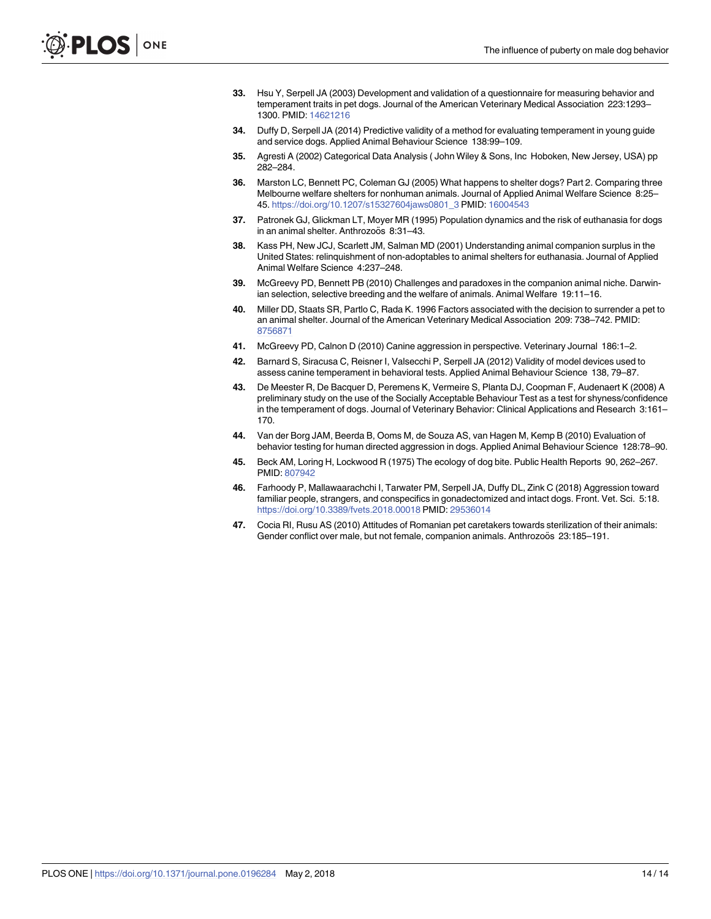33. Hsu Y, Serpell JA (2003) Development and validation of a questionnaire for measuring behavior and temperament traits in pet dogs. Journal of the American Veterinary Medical Association 223:1293–1300. PMID: 14621216

34. Duffy D, Serpell JA (2014) Predictive validity of a method for evaluating temperament in young guide and service dogs. Applied Animal Behaviour Science 138:99–109.

35. Agresti A (2002) Categorical Data Analysis ( John Wiley & Sons, Inc Hoboken, New Jersey, USA) pp 282–284.

36. Marston LC, Bennett PC, Coleman GJ (2005) What happens to shelter dogs? Part 2. Comparing three Melbourne welfare shelters for nonhuman animals. Journal of Applied Animal Welfare Science 8:25–45. https://doi.org/10.1207/s15327604jaws0801_3 PMID: 16004543

37. Patronek GJ, Glickman LT, Moyer MR (1995) Population dynamics and the risk of euthanasia for dogs in an animal shelter. Anthrozoös 8:31–43.

38. Kass PH, New JCJ, Scarlett JM, Salman MD (2001) Understanding animal companion surplus in the United States: relinquishment of non-adoptables to animal shelters for euthanasia. Journal of Applied Animal Welfare Science 4:237–248.

39. McGreevy PD, Bennett PB (2010) Challenges and paradoxes in the companion animal niche. Darwinian selection, selective breeding and the welfare of animals. Animal Welfare 19:11–16.

40. Miller DD, Staats SR, Partlo C, Rada K. 1996 Factors associated with the decision to surrender a pet to an animal shelter. Journal of the American Veterinary Medical Association 209: 738–742. PMID: 8756871

41. McGreevy PD, Calnon D (2010) Canine aggression in perspective. Veterinary Journal 186:1–2.

42. Barnard S, Siracusa C, Reisner I, Valsecchi P, Serpell JA (2012) Validity of model devices used to assess canine temperament in behavioral tests. Applied Animal Behaviour Science 138, 79–87.

43. De Meester R, De Bacquer D, Peremens K, Vermeire S, Planta DJ, Coopman F, Audenaert K (2008) A preliminary study on the use of the Socially Acceptable Behaviour Test as a test for shyness/confidence in the temperament of dogs. Journal of Veterinary Behavior: Clinical Applications and Research 3:161–170.

44. Van der Borg JAM, Beerda B, Ooms M, de Souza AS, van Hagen M, Kemp B (2010) Evaluation of behavior testing for human directed aggression in dogs. Applied Animal Behaviour Science 128:78–90.

45. Beck AM, Loring H, Lockwood R (1975) The ecology of dog bite. Public Health Reports 90, 262–267. PMID: 807942

46. Farhoody P, Mallawaarachchi I, Tarwater PM, Serpell JA, Duffy DL, Zink C (2018) Aggression toward familiar people, strangers, and conspecifics in gonadectomized and intact dogs. Front. Vet. Sci. 5:18. https://doi.org/10.3389/fvets.2018.00018 PMID: 29536014

47. Cocia RI, Rusu AS (2010) Attitudes of Romanian pet caretakers towards sterilization of their animals: Gender conflict over male, but not female, companion animals. Anthrozoös 23:185–191.